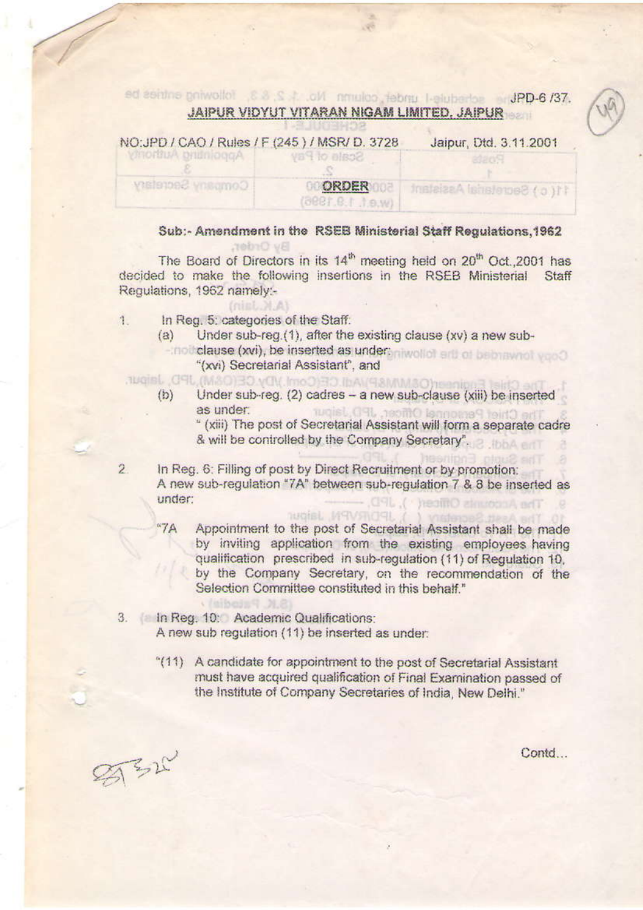JPD-6 /37.

**JAIPUR VIDYUT VITARAN NIGAM LIMITED, JAIPUR**

NO:JPD / CAO / Rules / F (245 ) / MSR/ D. 3728 Jaipur, Dtd. 3.11.2001

**ORDER**

**Sub:- Amendment in the RSEB Ministerial Staff Regulations,1962**

The Board of Directors in its 14[th] meeting held on 20[th] Oct.,2001 has decided to make the following insertions in the RSEB Ministerial Staff Regulations, 1962 namely:-

1. In Reg. 5: categories of the Staff:
   - (a) Under sub-reg.(1), after the existing clause (xv) a new sub-clause (xvi), be inserted as under:
     "(xvi) Secretarial Assistant", and
   - (b) Under sub-reg. (2) cadres – a new sub-clause (xiii) be inserted as under:
     " (xiii) The post of Secretarial Assistant will form a separate cadre & will be controlled by the Company Secretary".

2. In Reg. 6: Filling of post by Direct Recruitment or by promotion:
   A new sub-regulation "7A" between sub-regulation 7 & 8 be inserted as under:

   "7A Appointment to the post of Secretarial Assistant shall be made by inviting application from the existing employees having qualification prescribed in sub-regulation (11) of Regulation 10, by the Company Secretary, on the recommendation of the Selection Committee constituted in this behalf."

3. In Reg. 10: Academic Qualifications:
   A new sub regulation (11) be inserted as under:

   "(11) A candidate for appointment to the post of Secretarial Assistant must have acquired qualification of Final Examination passed of the Institute of Company Secretaries of India, New Delhi."

Contd...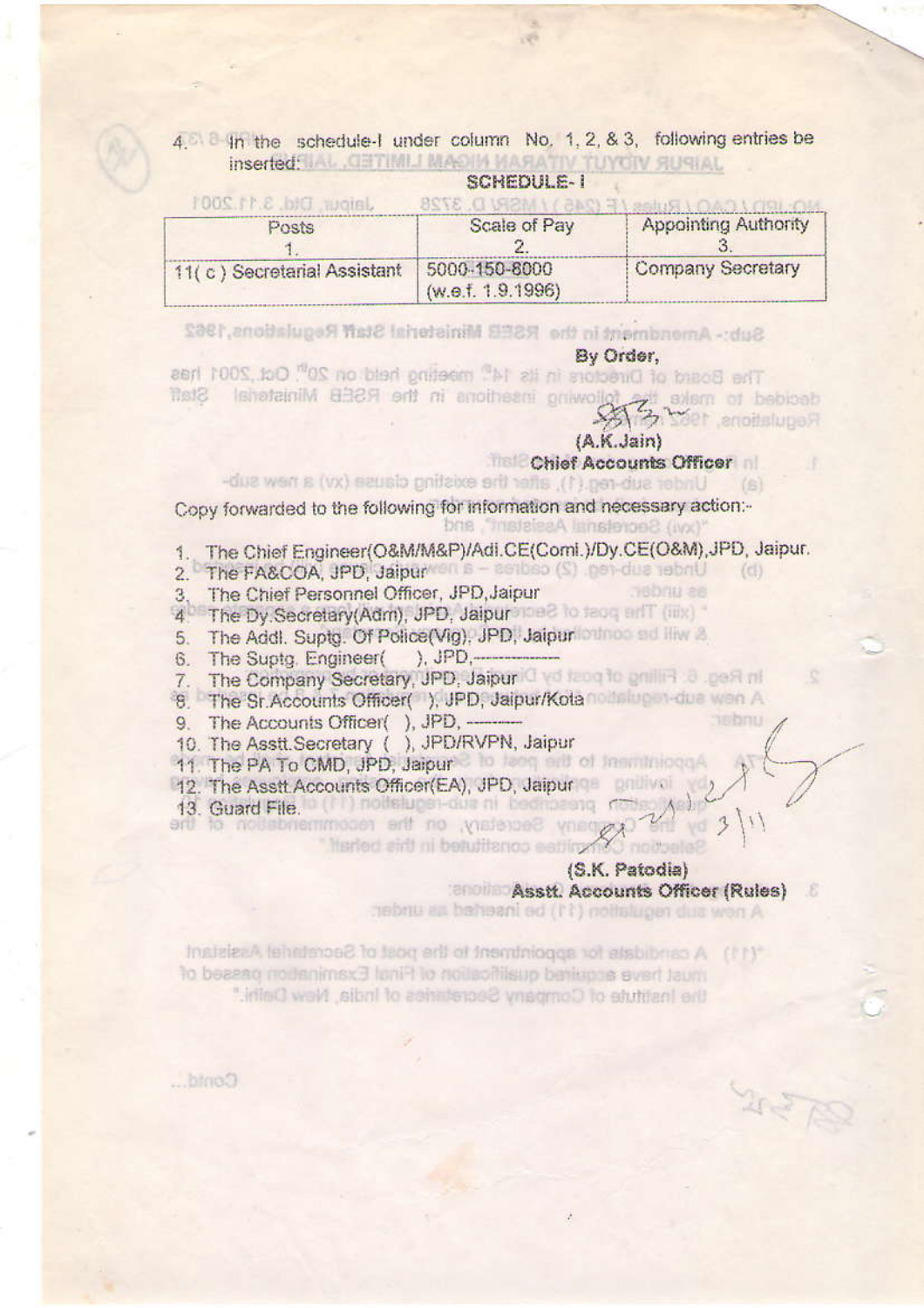4. In the schedule-I under column No. 1, 2, & 3, following entries be inserted:

**SCHEDULE- I**

| Posts<br>1. | Scale of Pay<br>2. | Appointing Authority<br>3. |
|---|---|---|
| 11( c ) Secretarial Assistant | 5000-150-8000<br>(w.e.f. 1.9.1996) | Company Secretary |

By Order,

(A.K.Jain)
**Chief Accounts Officer**

Copy forwarded to the following for information and necessary action:-

1. The Chief Engineer(O&M/M&P)/Adl.CE(Coml.)/Dy.CE(O&M),JPD, Jaipur.
2. The FA&COA, JPD, Jaipur
3. The Chief Personnel Officer, JPD,Jaipur
4. The Dy.Secretary(Adm), JPD, Jaipur
5. The Addl. Suptg. Of Police(Vig), JPD, Jaipur
6. The Suptg. Engineer(  ), JPD,----------
7. The Company Secretary, JPD, Jaipur
8. The Sr.Accounts Officer(  ), JPD, Jaipur/Kota
9. The Accounts Officer(  ), JPD, --------
10. The Asstt.Secretary (  ), JPD/RVPN, Jaipur
11. The PA To CMD, JPD, Jaipur
12. The Asstt.Accounts Officer(EA), JPD, Jaipur
13. Guard File.

(S.K. Patodia)
**Asstt. Accounts Officer (Rules)**